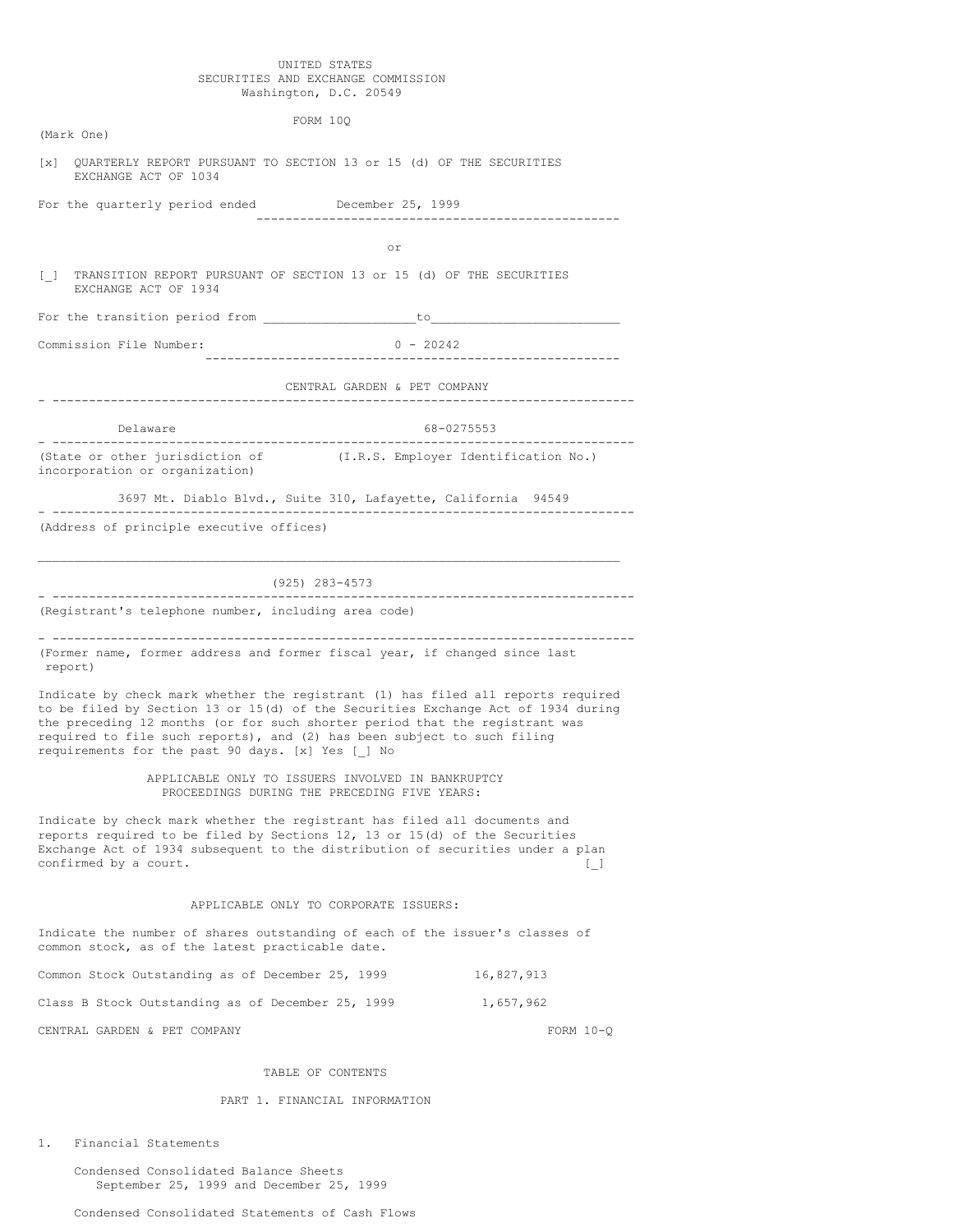UNITED STATES
SECURITIES AND EXCHANGE COMMISSION
Washington, D.C. 20549

FORM 10Q

(Mark One)

[x] QUARTERLY REPORT PURSUANT TO SECTION 13 or 15 (d) OF THE SECURITIES EXCHANGE ACT OF 1034

For the quarterly period ended December 25, 1999

or

[_] TRANSITION REPORT PURSUANT OF SECTION 13 or 15 (d) OF THE SECURITIES EXCHANGE ACT OF 1934

For the transition period from ____________________to________________________

Commission File Number: 0 - 20242

CENTRAL GARDEN & PET COMPANY

| Delaware | 68-0275553 |
|---|---|
| (State or other jurisdiction of incorporation or organization) | (I.R.S. Employer Identification No.) |

3697 Mt. Diablo Blvd., Suite 310, Lafayette, California 94549

(Address of principle executive offices)

(925) 283-4573

(Registrant's telephone number, including area code)

(Former name, former address and former fiscal year, if changed since last report)

Indicate by check mark whether the registrant (1) has filed all reports required to be filed by Section 13 or 15(d) of the Securities Exchange Act of 1934 during the preceding 12 months (or for such shorter period that the registrant was required to file such reports), and (2) has been subject to such filing requirements for the past 90 days. [x] Yes [_] No

APPLICABLE ONLY TO ISSUERS INVOLVED IN BANKRUPTCY PROCEEDINGS DURING THE PRECEDING FIVE YEARS:

Indicate by check mark whether the registrant has filed all documents and reports required to be filed by Sections 12, 13 or 15(d) of the Securities Exchange Act of 1934 subsequent to the distribution of securities under a plan confirmed by a court. [_]

APPLICABLE ONLY TO CORPORATE ISSUERS:

Indicate the number of shares outstanding of each of the issuer's classes of common stock, as of the latest practicable date.

Common Stock Outstanding as of December 25, 1999 16,827,913

Class B Stock Outstanding as of December 25, 1999 1,657,962

CENTRAL GARDEN & PET COMPANY FORM 10-Q

TABLE OF CONTENTS

PART 1. FINANCIAL INFORMATION

1. Financial Statements

   Condensed Consolidated Balance Sheets
   September 25, 1999 and December 25, 1999

   Condensed Consolidated Statements of Cash Flows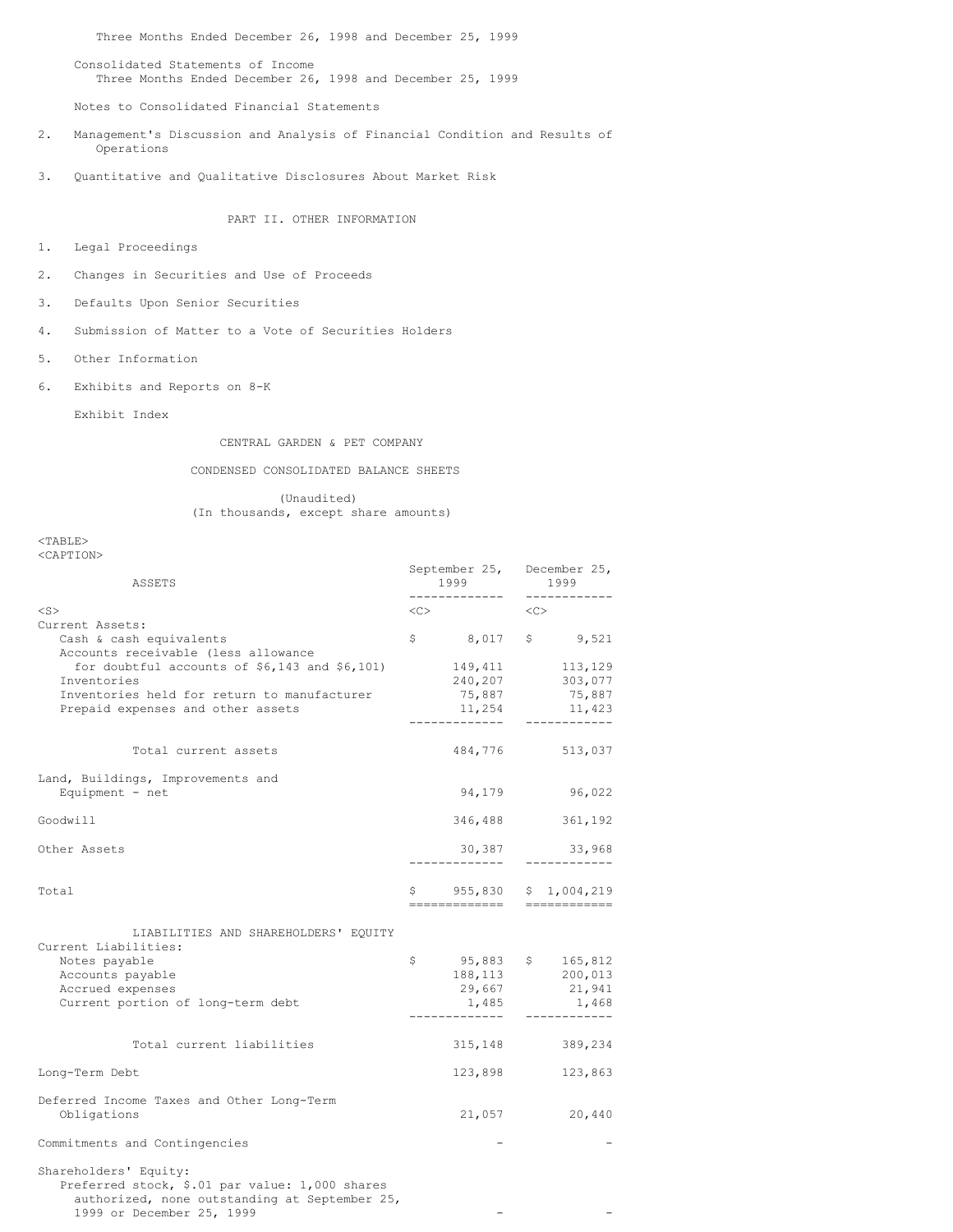Three Months Ended December 26, 1998 and December 25, 1999

Consolidated Statements of Income
Three Months Ended December 26, 1998 and December 25, 1999

Notes to Consolidated Financial Statements

2. Management's Discussion and Analysis of Financial Condition and Results of Operations

3. Quantitative and Qualitative Disclosures About Market Risk

PART II. OTHER INFORMATION

1. Legal Proceedings

2. Changes in Securities and Use of Proceeds

3. Defaults Upon Senior Securities

4. Submission of Matter to a Vote of Securities Holders

5. Other Information

6. Exhibits and Reports on 8-K

Exhibit Index

CENTRAL GARDEN & PET COMPANY

CONDENSED CONSOLIDATED BALANCE SHEETS

(Unaudited)
(In thousands, except share amounts)

| ASSETS | September 25, 1999 | December 25, 1999 |
|---|---|---|
| Current Assets: | | |
| Cash & cash equivalents | $ 8,017 | $ 9,521 |
| Accounts receivable (less allowance for doubtful accounts of $6,143 and $6,101) | 149,411 | 113,129 |
| Inventories | 240,207 | 303,077 |
| Inventories held for return to manufacturer | 75,887 | 75,887 |
| Prepaid expenses and other assets | 11,254 | 11,423 |
| Total current assets | 484,776 | 513,037 |
| Land, Buildings, Improvements and Equipment - net | 94,179 | 96,022 |
| Goodwill | 346,488 | 361,192 |
| Other Assets | 30,387 | 33,968 |
| Total | $ 955,830 | $ 1,004,219 |
| LIABILITIES AND SHAREHOLDERS' EQUITY | | |
| Current Liabilities: | | |
| Notes payable | $ 95,883 | $ 165,812 |
| Accounts payable | 188,113 | 200,013 |
| Accrued expenses | 29,667 | 21,941 |
| Current portion of long-term debt | 1,485 | 1,468 |
| Total current liabilities | 315,148 | 389,234 |
| Long-Term Debt | 123,898 | 123,863 |
| Deferred Income Taxes and Other Long-Term Obligations | 21,057 | 20,440 |
| Commitments and Contingencies | - | - |
| Shareholders' Equity: | | |
| Preferred stock, $.01 par value: 1,000 shares authorized, none outstanding at September 25, 1999 or December 25, 1999 | - | - |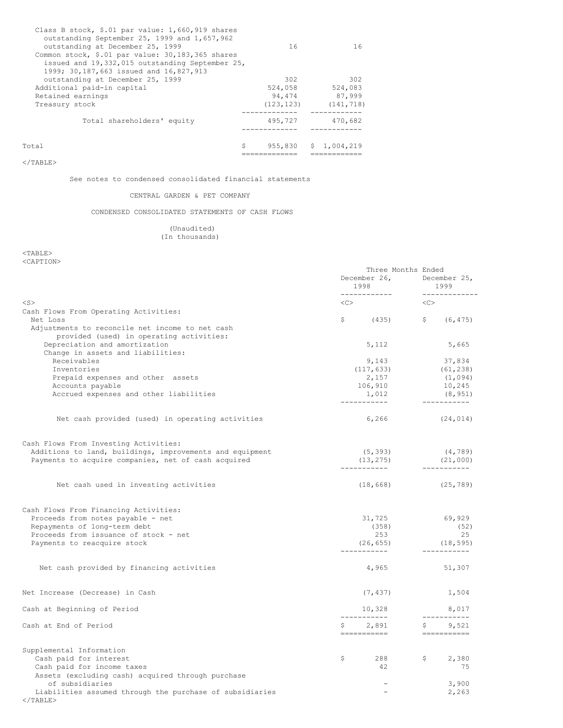| | | |
|---|---|---|
| Class B stock, $.01 par value: 1,660,919 shares outstanding September 25, 1999 and 1,657,962 outstanding at December 25, 1999 | 16 | 16 |
| Common stock, $.01 par value: 30,183,365 shares issued and 19,332,015 outstanding September 25, 1999; 30,187,663 issued and 16,827,913 outstanding at December 25, 1999 | 302 | 302 |
| Additional paid-in capital | 524,058 | 524,083 |
| Retained earnings | 94,474 | 87,999 |
| Treasury stock | (123,123) | (141,718) |
| Total shareholders' equity | 495,727 | 470,682 |
| Total | $ 955,830 | $ 1,004,219 |

See notes to condensed consolidated financial statements

CENTRAL GARDEN & PET COMPANY

CONDENSED CONSOLIDATED STATEMENTS OF CASH FLOWS

(Unaudited)
(In thousands)

| | Three Months Ended | |
|---|---|---|
| | December 26, 1998 | December 25, 1999 |
| **Cash Flows From Operating Activities:** | | |
| Net Loss | $ (435) | $ (6,475) |
| Adjustments to reconcile net income to net cash provided (used) in operating activities: | | |
| Depreciation and amortization | 5,112 | 5,665 |
| Change in assets and liabilities: | | |
| Receivables | 9,143 | 37,834 |
| Inventories | (117,633) | (61,238) |
| Prepaid expenses and other assets | 2,157 | (1,094) |
| Accounts payable | 106,910 | 10,245 |
| Accrued expenses and other liabilities | 1,012 | (8,951) |
| Net cash provided (used) in operating activities | 6,266 | (24,014) |
| **Cash Flows From Investing Activities:** | | |
| Additions to land, buildings, improvements and equipment | (5,393) | (4,789) |
| Payments to acquire companies, net of cash acquired | (13,275) | (21,000) |
| Net cash used in investing activities | (18,668) | (25,789) |
| **Cash Flows From Financing Activities:** | | |
| Proceeds from notes payable - net | 31,725 | 69,929 |
| Repayments of long-term debt | (358) | (52) |
| Proceeds from issuance of stock - net | 253 | 25 |
| Payments to reacquire stock | (26,655) | (18,595) |
| Net cash provided by financing activities | 4,965 | 51,307 |
| Net Increase (Decrease) in Cash | (7,437) | 1,504 |
| Cash at Beginning of Period | 10,328 | 8,017 |
| Cash at End of Period | $ 2,891 | $ 9,521 |
| **Supplemental Information** | | |
| Cash paid for interest | $ 288 | $ 2,380 |
| Cash paid for income taxes | 42 | 75 |
| Assets (excluding cash) acquired through purchase of subsidiaries | - | 3,900 |
| Liabilities assumed through the purchase of subsidiaries | - | 2,263 |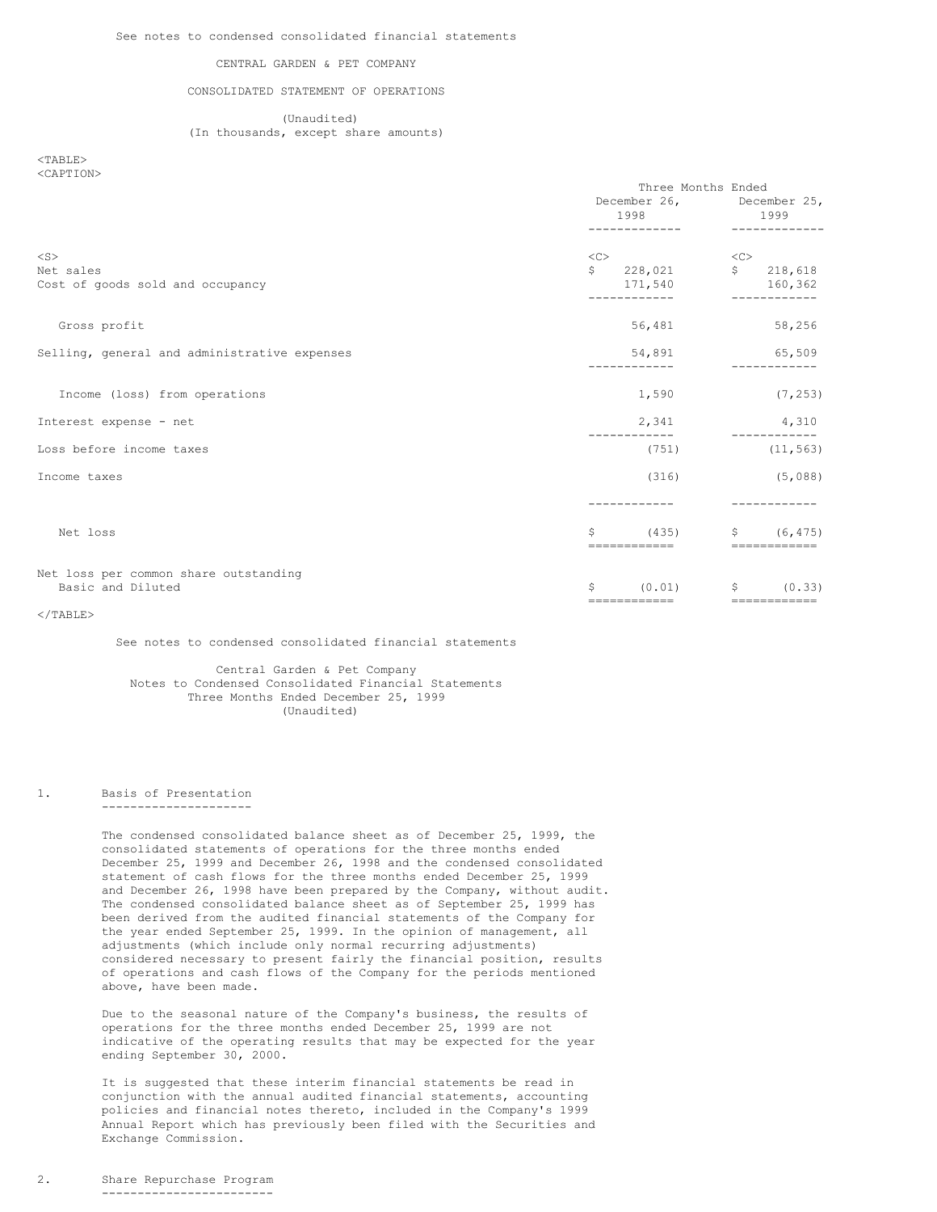See notes to condensed consolidated financial statements

# CENTRAL GARDEN & PET COMPANY

## CONSOLIDATED STATEMENT OF OPERATIONS

(Unaudited)
(In thousands, except share amounts)

| | Three Months Ended December 26, 1998 | Three Months Ended December 25, 1999 |
|---|---|---|
| Net sales | $ 228,021 | $ 218,618 |
| Cost of goods sold and occupancy | 171,540 | 160,362 |
| Gross profit | 56,481 | 58,256 |
| Selling, general and administrative expenses | 54,891 | 65,509 |
| Income (loss) from operations | 1,590 | (7,253) |
| Interest expense - net | 2,341 | 4,310 |
| Loss before income taxes | (751) | (11,563) |
| Income taxes | (316) | (5,088) |
| Net loss | $ (435) | $ (6,475) |
| Net loss per common share outstanding Basic and Diluted | $ (0.01) | $ (0.33) |

See notes to condensed consolidated financial statements

Central Garden & Pet Company
Notes to Condensed Consolidated Financial Statements
Three Months Ended December 25, 1999
(Unaudited)

### 1. Basis of Presentation

The condensed consolidated balance sheet as of December 25, 1999, the consolidated statements of operations for the three months ended December 25, 1999 and December 26, 1998 and the condensed consolidated statement of cash flows for the three months ended December 25, 1999 and December 26, 1998 have been prepared by the Company, without audit. The condensed consolidated balance sheet as of September 25, 1999 has been derived from the audited financial statements of the Company for the year ended September 25, 1999. In the opinion of management, all adjustments (which include only normal recurring adjustments) considered necessary to present fairly the financial position, results of operations and cash flows of the Company for the periods mentioned above, have been made.

Due to the seasonal nature of the Company's business, the results of operations for the three months ended December 25, 1999 are not indicative of the operating results that may be expected for the year ending September 30, 2000.

It is suggested that these interim financial statements be read in conjunction with the annual audited financial statements, accounting policies and financial notes thereto, included in the Company's 1999 Annual Report which has previously been filed with the Securities and Exchange Commission.

### 2. Share Repurchase Program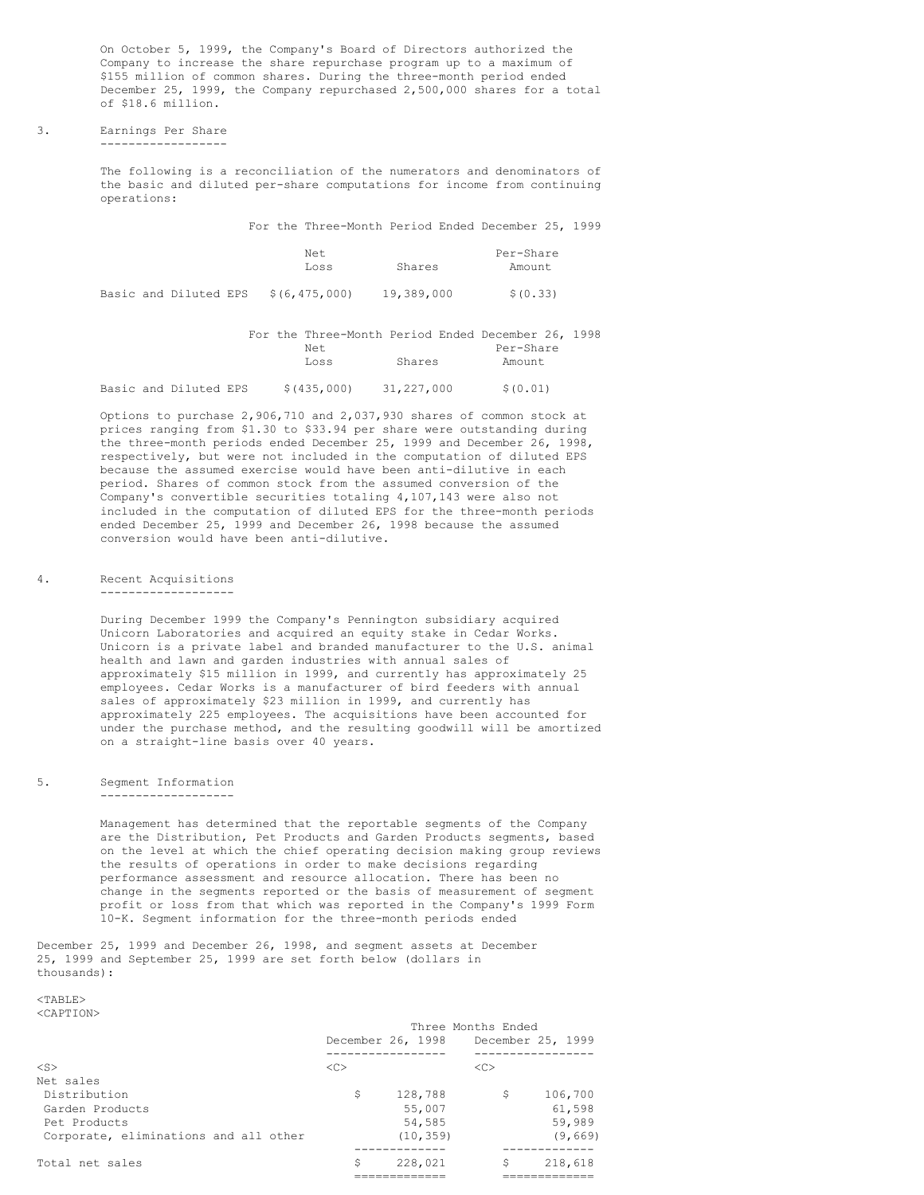On October 5, 1999, the Company's Board of Directors authorized the Company to increase the share repurchase program up to a maximum of $155 million of common shares. During the three-month period ended December 25, 1999, the Company repurchased 2,500,000 shares for a total of $18.6 million.

## 3. Earnings Per Share

The following is a reconciliation of the numerators and denominators of the basic and diluted per-share computations for income from continuing operations:

For the Three-Month Period Ended December 25, 1999

| | Net Loss | Shares | Per-Share Amount |
|---|---|---|---|
| Basic and Diluted EPS | $(6,475,000) | 19,389,000 | $(0.33) |

For the Three-Month Period Ended December 26, 1998

| | Net Loss | Shares | Per-Share Amount |
|---|---|---|---|
| Basic and Diluted EPS | $(435,000) | 31,227,000 | $(0.01) |

Options to purchase 2,906,710 and 2,037,930 shares of common stock at prices ranging from $1.30 to $33.94 per share were outstanding during the three-month periods ended December 25, 1999 and December 26, 1998, respectively, but were not included in the computation of diluted EPS because the assumed exercise would have been anti-dilutive in each period. Shares of common stock from the assumed conversion of the Company's convertible securities totaling 4,107,143 were also not included in the computation of diluted EPS for the three-month periods ended December 25, 1999 and December 26, 1998 because the assumed conversion would have been anti-dilutive.

## 4. Recent Acquisitions

During December 1999 the Company's Pennington subsidiary acquired Unicorn Laboratories and acquired an equity stake in Cedar Works. Unicorn is a private label and branded manufacturer to the U.S. animal health and lawn and garden industries with annual sales of approximately $15 million in 1999, and currently has approximately 25 employees. Cedar Works is a manufacturer of bird feeders with annual sales of approximately $23 million in 1999, and currently has approximately 225 employees. The acquisitions have been accounted for under the purchase method, and the resulting goodwill will be amortized on a straight-line basis over 40 years.

## 5. Segment Information

Management has determined that the reportable segments of the Company are the Distribution, Pet Products and Garden Products segments, based on the level at which the chief operating decision making group reviews the results of operations in order to make decisions regarding performance assessment and resource allocation. There has been no change in the segments reported or the basis of measurement of segment profit or loss from that which was reported in the Company's 1999 Form 10-K. Segment information for the three-month periods ended December 25, 1999 and December 26, 1998, and segment assets at December 25, 1999 and September 25, 1999 are set forth below (dollars in thousands):

| | Three Months Ended | |
|---|---|---|
| | December 26, 1998 | December 25, 1999 |
| Net sales | | |
| Distribution | $ 128,788 | $ 106,700 |
| Garden Products | 55,007 | 61,598 |
| Pet Products | 54,585 | 59,989 |
| Corporate, eliminations and all other | (10,359) | (9,669) |
| Total net sales | $ 228,021 | $ 218,618 |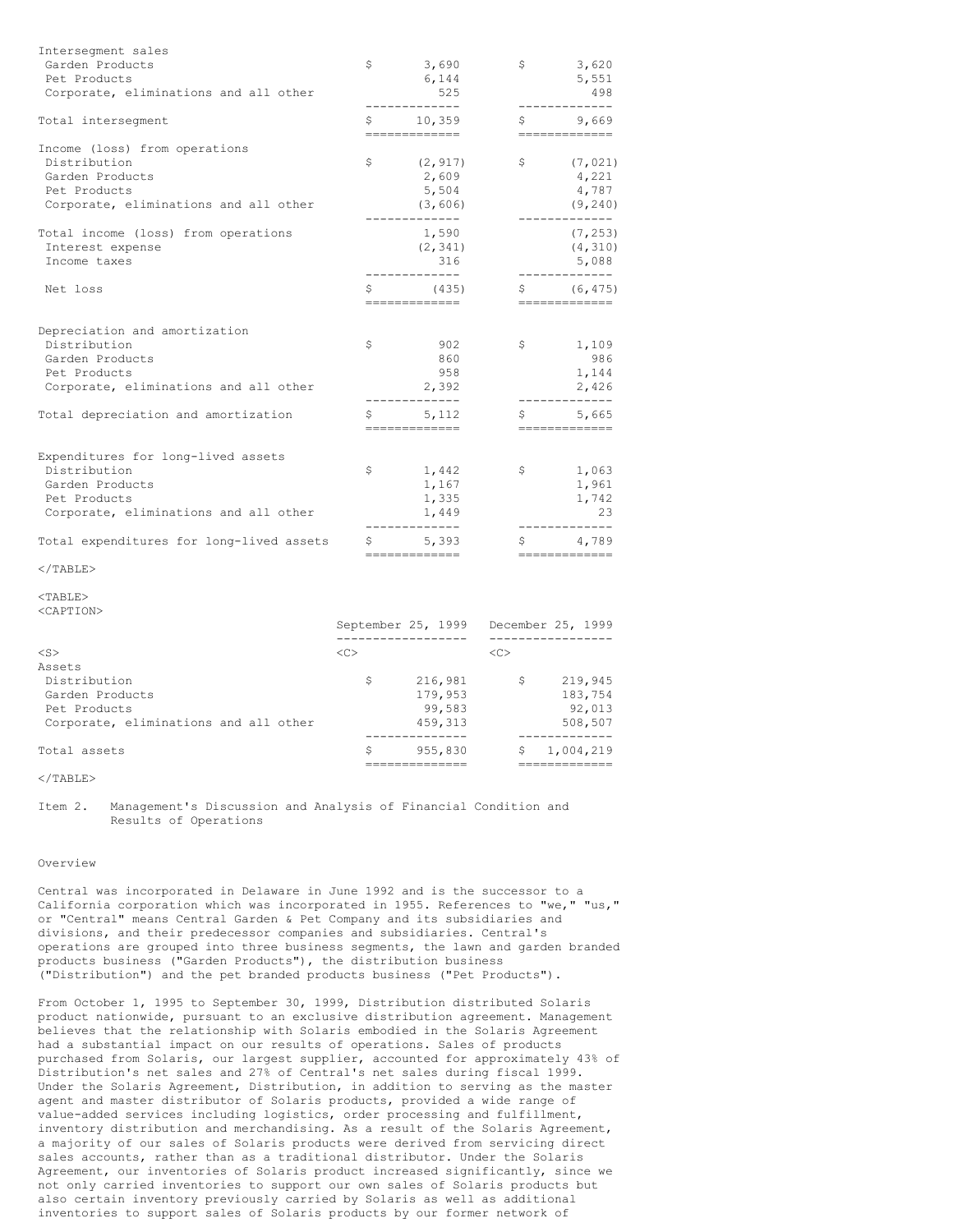| | | |
|---|---|---|
| Intersegment sales | | |
| Garden Products | $ 3,690 | $ 3,620 |
| Pet Products | 6,144 | 5,551 |
| Corporate, eliminations and all other | 525 | 498 |
| Total intersegment | $ 10,359 | $ 9,669 |
| Income (loss) from operations | | |
| Distribution | $ (2,917) | $ (7,021) |
| Garden Products | 2,609 | 4,221 |
| Pet Products | 5,504 | 4,787 |
| Corporate, eliminations and all other | (3,606) | (9,240) |
| Total income (loss) from operations | 1,590 | (7,253) |
| Interest expense | (2,341) | (4,310) |
| Income taxes | 316 | 5,088 |
| Net loss | $ (435) | $ (6,475) |
| Depreciation and amortization | | |
| Distribution | $ 902 | $ 1,109 |
| Garden Products | 860 | 986 |
| Pet Products | 958 | 1,144 |
| Corporate, eliminations and all other | 2,392 | 2,426 |
| Total depreciation and amortization | $ 5,112 | $ 5,665 |
| Expenditures for long-lived assets | | |
| Distribution | $ 1,442 | $ 1,063 |
| Garden Products | 1,167 | 1,961 |
| Pet Products | 1,335 | 1,742 |
| Corporate, eliminations and all other | 1,449 | 23 |
| Total expenditures for long-lived assets | $ 5,393 | $ 4,789 |

| | September 25, 1999 | December 25, 1999 |
|---|---|---|
| Assets | | |
| Distribution | $ 216,981 | $ 219,945 |
| Garden Products | 179,953 | 183,754 |
| Pet Products | 99,583 | 92,013 |
| Corporate, eliminations and all other | 459,313 | 508,507 |
| Total assets | $ 955,830 | $ 1,004,219 |

## Item 2. Management's Discussion and Analysis of Financial Condition and Results of Operations

### Overview

Central was incorporated in Delaware in June 1992 and is the successor to a California corporation which was incorporated in 1955. References to "we," "us," or "Central" means Central Garden & Pet Company and its subsidiaries and divisions, and their predecessor companies and subsidiaries. Central's operations are grouped into three business segments, the lawn and garden branded products business ("Garden Products"), the distribution business ("Distribution") and the pet branded products business ("Pet Products").

From October 1, 1995 to September 30, 1999, Distribution distributed Solaris product nationwide, pursuant to an exclusive distribution agreement. Management believes that the relationship with Solaris embodied in the Solaris Agreement had a substantial impact on our results of operations. Sales of products purchased from Solaris, our largest supplier, accounted for approximately 43% of Distribution's net sales and 27% of Central's net sales during fiscal 1999. Under the Solaris Agreement, Distribution, in addition to serving as the master agent and master distributor of Solaris products, provided a wide range of value-added services including logistics, order processing and fulfillment, inventory distribution and merchandising. As a result of the Solaris Agreement, a majority of our sales of Solaris products were derived from servicing direct sales accounts, rather than as a traditional distributor. Under the Solaris Agreement, our inventories of Solaris product increased significantly, since we not only carried inventories to support our own sales of Solaris products but also certain inventory previously carried by Solaris as well as additional inventories to support sales of Solaris products by our former network of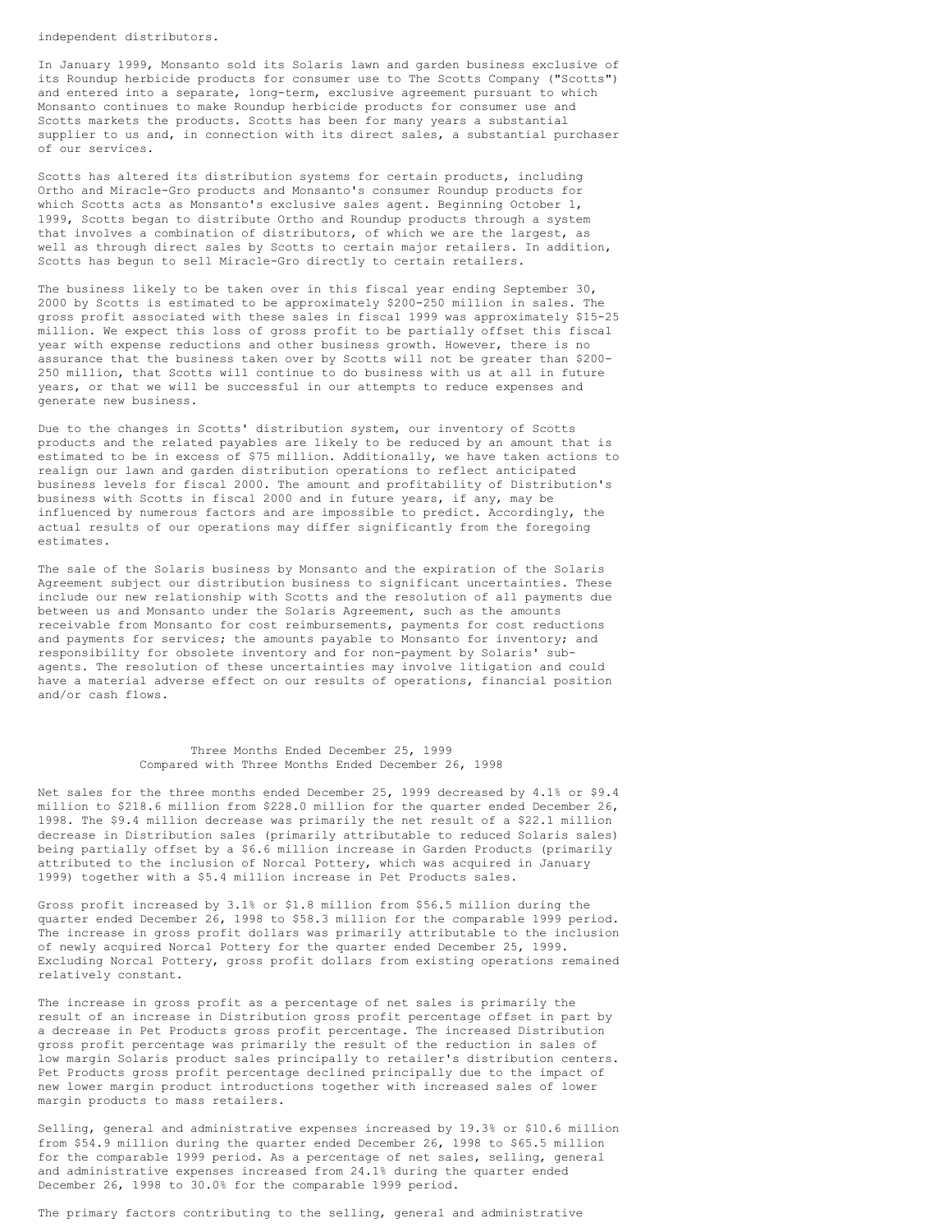independent distributors.

In January 1999, Monsanto sold its Solaris lawn and garden business exclusive of its Roundup herbicide products for consumer use to The Scotts Company ("Scotts") and entered into a separate, long-term, exclusive agreement pursuant to which Monsanto continues to make Roundup herbicide products for consumer use and Scotts markets the products. Scotts has been for many years a substantial supplier to us and, in connection with its direct sales, a substantial purchaser of our services.

Scotts has altered its distribution systems for certain products, including Ortho and Miracle-Gro products and Monsanto's consumer Roundup products for which Scotts acts as Monsanto's exclusive sales agent. Beginning October 1, 1999, Scotts began to distribute Ortho and Roundup products through a system that involves a combination of distributors, of which we are the largest, as well as through direct sales by Scotts to certain major retailers. In addition, Scotts has begun to sell Miracle-Gro directly to certain retailers.

The business likely to be taken over in this fiscal year ending September 30, 2000 by Scotts is estimated to be approximately $200-250 million in sales. The gross profit associated with these sales in fiscal 1999 was approximately $15-25 million. We expect this loss of gross profit to be partially offset this fiscal year with expense reductions and other business growth. However, there is no assurance that the business taken over by Scotts will not be greater than $200-250 million, that Scotts will continue to do business with us at all in future years, or that we will be successful in our attempts to reduce expenses and generate new business.

Due to the changes in Scotts' distribution system, our inventory of Scotts products and the related payables are likely to be reduced by an amount that is estimated to be in excess of $75 million. Additionally, we have taken actions to realign our lawn and garden distribution operations to reflect anticipated business levels for fiscal 2000. The amount and profitability of Distribution's business with Scotts in fiscal 2000 and in future years, if any, may be influenced by numerous factors and are impossible to predict. Accordingly, the actual results of our operations may differ significantly from the foregoing estimates.

The sale of the Solaris business by Monsanto and the expiration of the Solaris Agreement subject our distribution business to significant uncertainties. These include our new relationship with Scotts and the resolution of all payments due between us and Monsanto under the Solaris Agreement, such as the amounts receivable from Monsanto for cost reimbursements, payments for cost reductions and payments for services; the amounts payable to Monsanto for inventory; and responsibility for obsolete inventory and for non-payment by Solaris' sub-agents. The resolution of these uncertainties may involve litigation and could have a material adverse effect on our results of operations, financial position and/or cash flows.

### Three Months Ended December 25, 1999 Compared with Three Months Ended December 26, 1998

Net sales for the three months ended December 25, 1999 decreased by 4.1% or $9.4 million to $218.6 million from $228.0 million for the quarter ended December 26, 1998. The $9.4 million decrease was primarily the net result of a $22.1 million decrease in Distribution sales (primarily attributable to reduced Solaris sales) being partially offset by a $6.6 million increase in Garden Products (primarily attributed to the inclusion of Norcal Pottery, which was acquired in January 1999) together with a $5.4 million increase in Pet Products sales.

Gross profit increased by 3.1% or $1.8 million from $56.5 million during the quarter ended December 26, 1998 to $58.3 million for the comparable 1999 period. The increase in gross profit dollars was primarily attributable to the inclusion of newly acquired Norcal Pottery for the quarter ended December 25, 1999. Excluding Norcal Pottery, gross profit dollars from existing operations remained relatively constant.

The increase in gross profit as a percentage of net sales is primarily the result of an increase in Distribution gross profit percentage offset in part by a decrease in Pet Products gross profit percentage. The increased Distribution gross profit percentage was primarily the result of the reduction in sales of low margin Solaris product sales principally to retailer's distribution centers. Pet Products gross profit percentage declined principally due to the impact of new lower margin product introductions together with increased sales of lower margin products to mass retailers.

Selling, general and administrative expenses increased by 19.3% or $10.6 million from $54.9 million during the quarter ended December 26, 1998 to $65.5 million for the comparable 1999 period. As a percentage of net sales, selling, general and administrative expenses increased from 24.1% during the quarter ended December 26, 1998 to 30.0% for the comparable 1999 period.

The primary factors contributing to the selling, general and administrative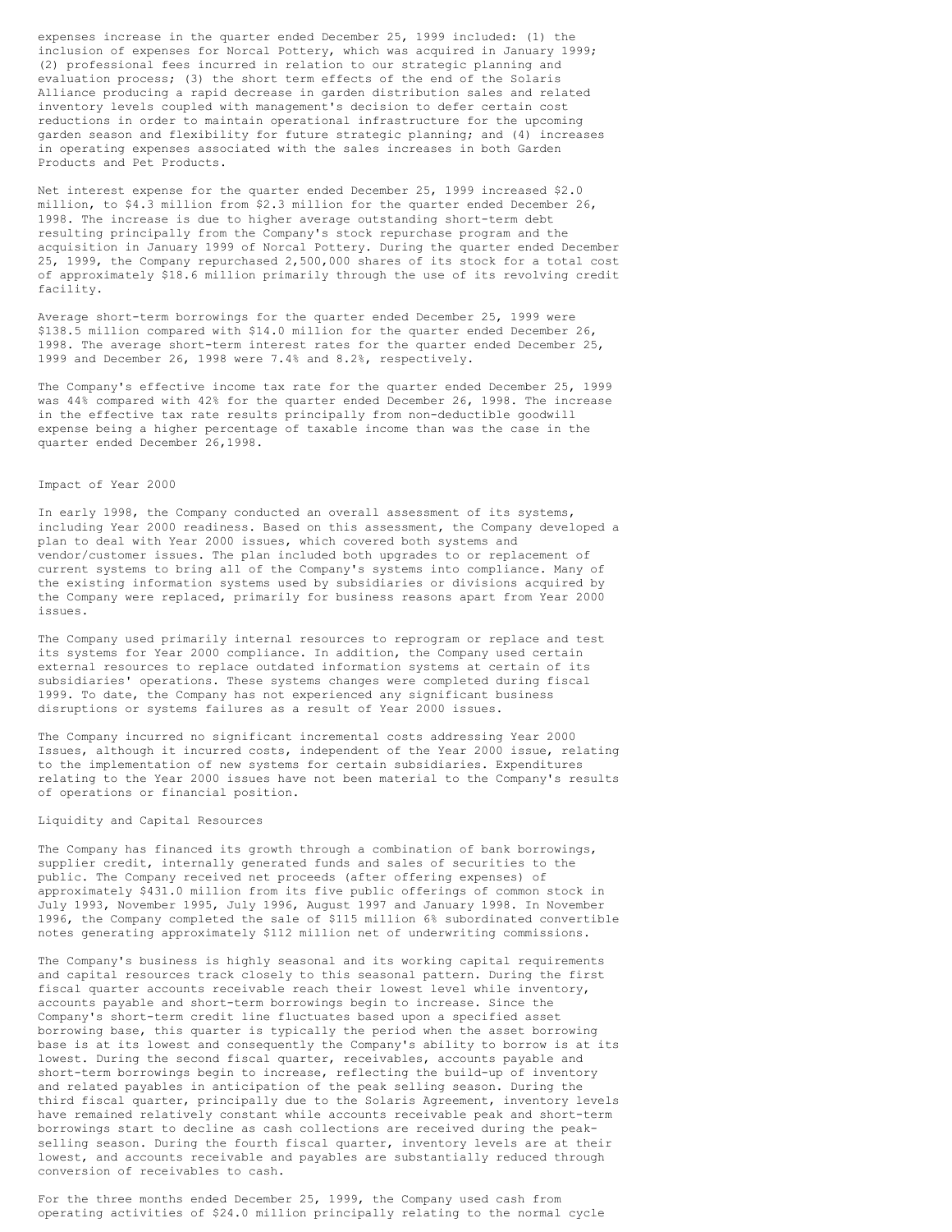expenses increase in the quarter ended December 25, 1999 included: (1) the inclusion of expenses for Norcal Pottery, which was acquired in January 1999; (2) professional fees incurred in relation to our strategic planning and evaluation process; (3) the short term effects of the end of the Solaris Alliance producing a rapid decrease in garden distribution sales and related inventory levels coupled with management's decision to defer certain cost reductions in order to maintain operational infrastructure for the upcoming garden season and flexibility for future strategic planning; and (4) increases in operating expenses associated with the sales increases in both Garden Products and Pet Products.

Net interest expense for the quarter ended December 25, 1999 increased $2.0 million, to $4.3 million from $2.3 million for the quarter ended December 26, 1998. The increase is due to higher average outstanding short-term debt resulting principally from the Company's stock repurchase program and the acquisition in January 1999 of Norcal Pottery. During the quarter ended December 25, 1999, the Company repurchased 2,500,000 shares of its stock for a total cost of approximately $18.6 million primarily through the use of its revolving credit facility.

Average short-term borrowings for the quarter ended December 25, 1999 were $138.5 million compared with $14.0 million for the quarter ended December 26, 1998. The average short-term interest rates for the quarter ended December 25, 1999 and December 26, 1998 were 7.4% and 8.2%, respectively.

The Company's effective income tax rate for the quarter ended December 25, 1999 was 44% compared with 42% for the quarter ended December 26, 1998. The increase in the effective tax rate results principally from non-deductible goodwill expense being a higher percentage of taxable income than was the case in the quarter ended December 26,1998.

## Impact of Year 2000

In early 1998, the Company conducted an overall assessment of its systems, including Year 2000 readiness. Based on this assessment, the Company developed a plan to deal with Year 2000 issues, which covered both systems and vendor/customer issues. The plan included both upgrades to or replacement of current systems to bring all of the Company's systems into compliance. Many of the existing information systems used by subsidiaries or divisions acquired by the Company were replaced, primarily for business reasons apart from Year 2000 issues.

The Company used primarily internal resources to reprogram or replace and test its systems for Year 2000 compliance. In addition, the Company used certain external resources to replace outdated information systems at certain of its subsidiaries' operations. These systems changes were completed during fiscal 1999. To date, the Company has not experienced any significant business disruptions or systems failures as a result of Year 2000 issues.

The Company incurred no significant incremental costs addressing Year 2000 Issues, although it incurred costs, independent of the Year 2000 issue, relating to the implementation of new systems for certain subsidiaries. Expenditures relating to the Year 2000 issues have not been material to the Company's results of operations or financial position.

## Liquidity and Capital Resources

The Company has financed its growth through a combination of bank borrowings, supplier credit, internally generated funds and sales of securities to the public. The Company received net proceeds (after offering expenses) of approximately $431.0 million from its five public offerings of common stock in July 1993, November 1995, July 1996, August 1997 and January 1998. In November 1996, the Company completed the sale of $115 million 6% subordinated convertible notes generating approximately $112 million net of underwriting commissions.

The Company's business is highly seasonal and its working capital requirements and capital resources track closely to this seasonal pattern. During the first fiscal quarter accounts receivable reach their lowest level while inventory, accounts payable and short-term borrowings begin to increase. Since the Company's short-term credit line fluctuates based upon a specified asset borrowing base, this quarter is typically the period when the asset borrowing base is at its lowest and consequently the Company's ability to borrow is at its lowest. During the second fiscal quarter, receivables, accounts payable and short-term borrowings begin to increase, reflecting the build-up of inventory and related payables in anticipation of the peak selling season. During the third fiscal quarter, principally due to the Solaris Agreement, inventory levels have remained relatively constant while accounts receivable peak and short-term borrowings start to decline as cash collections are received during the peak-selling season. During the fourth fiscal quarter, inventory levels are at their lowest, and accounts receivable and payables are substantially reduced through conversion of receivables to cash.

For the three months ended December 25, 1999, the Company used cash from operating activities of $24.0 million principally relating to the normal cycle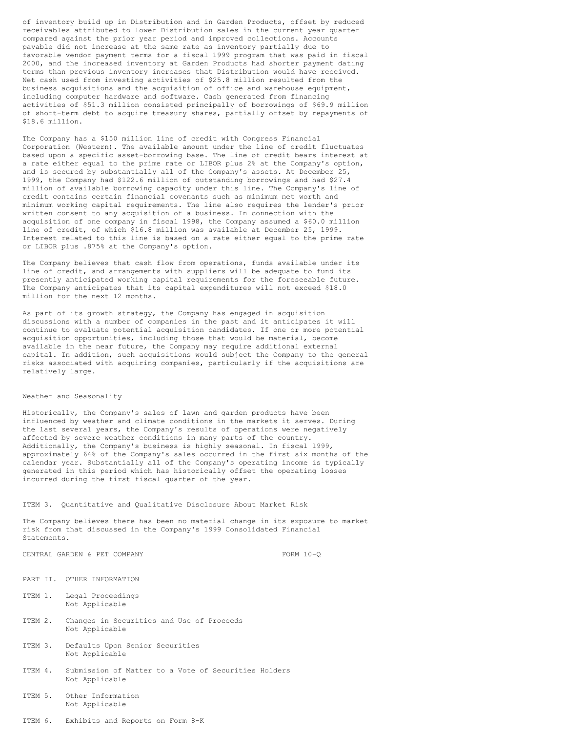of inventory build up in Distribution and in Garden Products, offset by reduced receivables attributed to lower Distribution sales in the current year quarter compared against the prior year period and improved collections. Accounts payable did not increase at the same rate as inventory partially due to favorable vendor payment terms for a fiscal 1999 program that was paid in fiscal 2000, and the increased inventory at Garden Products had shorter payment dating terms than previous inventory increases that Distribution would have received. Net cash used from investing activities of $25.8 million resulted from the business acquisitions and the acquisition of office and warehouse equipment, including computer hardware and software. Cash generated from financing activities of $51.3 million consisted principally of borrowings of $69.9 million of short-term debt to acquire treasury shares, partially offset by repayments of $18.6 million.

The Company has a $150 million line of credit with Congress Financial Corporation (Western). The available amount under the line of credit fluctuates based upon a specific asset-borrowing base. The line of credit bears interest at a rate either equal to the prime rate or LIBOR plus 2% at the Company's option, and is secured by substantially all of the Company's assets. At December 25, 1999, the Company had $122.6 million of outstanding borrowings and had $27.4 million of available borrowing capacity under this line. The Company's line of credit contains certain financial covenants such as minimum net worth and minimum working capital requirements. The line also requires the lender's prior written consent to any acquisition of a business. In connection with the acquisition of one company in fiscal 1998, the Company assumed a $60.0 million line of credit, of which $16.8 million was available at December 25, 1999. Interest related to this line is based on a rate either equal to the prime rate or LIBOR plus .875% at the Company's option.

The Company believes that cash flow from operations, funds available under its line of credit, and arrangements with suppliers will be adequate to fund its presently anticipated working capital requirements for the foreseeable future. The Company anticipates that its capital expenditures will not exceed $18.0 million for the next 12 months.

As part of its growth strategy, the Company has engaged in acquisition discussions with a number of companies in the past and it anticipates it will continue to evaluate potential acquisition candidates. If one or more potential acquisition opportunities, including those that would be material, become available in the near future, the Company may require additional external capital. In addition, such acquisitions would subject the Company to the general risks associated with acquiring companies, particularly if the acquisitions are relatively large.

## Weather and Seasonality

Historically, the Company's sales of lawn and garden products have been influenced by weather and climate conditions in the markets it serves. During the last several years, the Company's results of operations were negatively affected by severe weather conditions in many parts of the country. Additionally, the Company's business is highly seasonal. In fiscal 1999, approximately 64% of the Company's sales occurred in the first six months of the calendar year. Substantially all of the Company's operating income is typically generated in this period which has historically offset the operating losses incurred during the first fiscal quarter of the year.

## ITEM 3. Quantitative and Qualitative Disclosure About Market Risk

The Company believes there has been no material change in its exposure to market risk from that discussed in the Company's 1999 Consolidated Financial Statements.

CENTRAL GARDEN & PET COMPANY FORM 10-Q

# PART II. OTHER INFORMATION

ITEM 1. Legal Proceedings
Not Applicable

ITEM 2. Changes in Securities and Use of Proceeds
Not Applicable

ITEM 3. Defaults Upon Senior Securities
Not Applicable

ITEM 4. Submission of Matter to a Vote of Securities Holders
Not Applicable

ITEM 5. Other Information
Not Applicable

ITEM 6. Exhibits and Reports on Form 8-K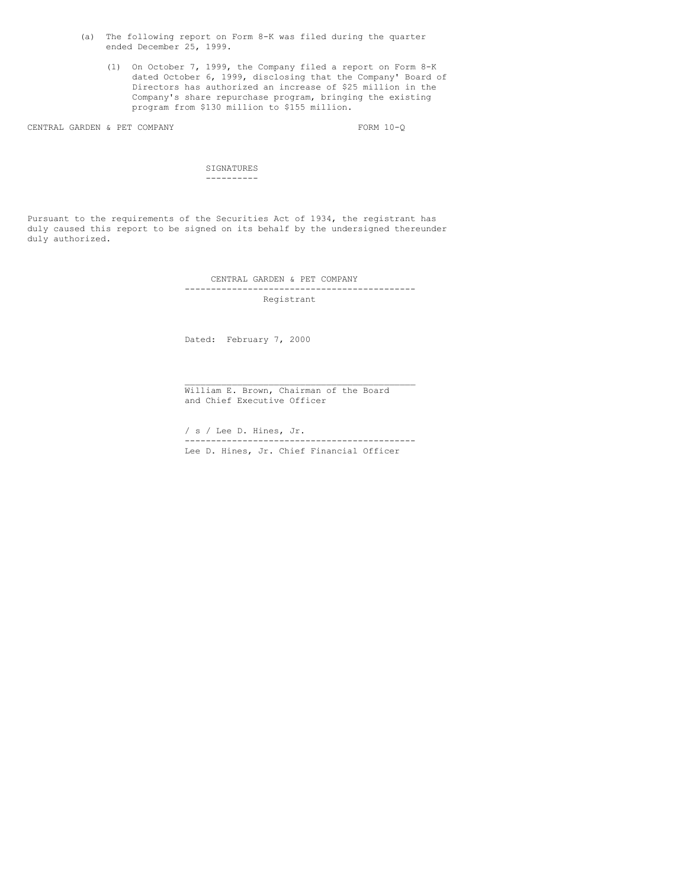(a) The following report on Form 8-K was filed during the quarter ended December 25, 1999.

(1) On October 7, 1999, the Company filed a report on Form 8-K dated October 6, 1999, disclosing that the Company' Board of Directors has authorized an increase of $25 million in the Company's share repurchase program, bringing the existing program from $130 million to $155 million.

CENTRAL GARDEN & PET COMPANY FORM 10-Q

## SIGNATURES

Pursuant to the requirements of the Securities Act of 1934, the registrant has duly caused this report to be signed on its behalf by the undersigned thereunder duly authorized.

CENTRAL GARDEN & PET COMPANY

---

Registrant

Dated: February 7, 2000

\_\_\_\_\_\_\_\_\_\_\_\_\_\_\_\_\_\_\_\_\_\_\_\_\_\_\_\_\_\_\_\_\_\_\_\_\_\_\_\_\_\_\_\_

William E. Brown, Chairman of the Board and Chief Executive Officer

/ s / Lee D. Hines, Jr.

---

Lee D. Hines, Jr. Chief Financial Officer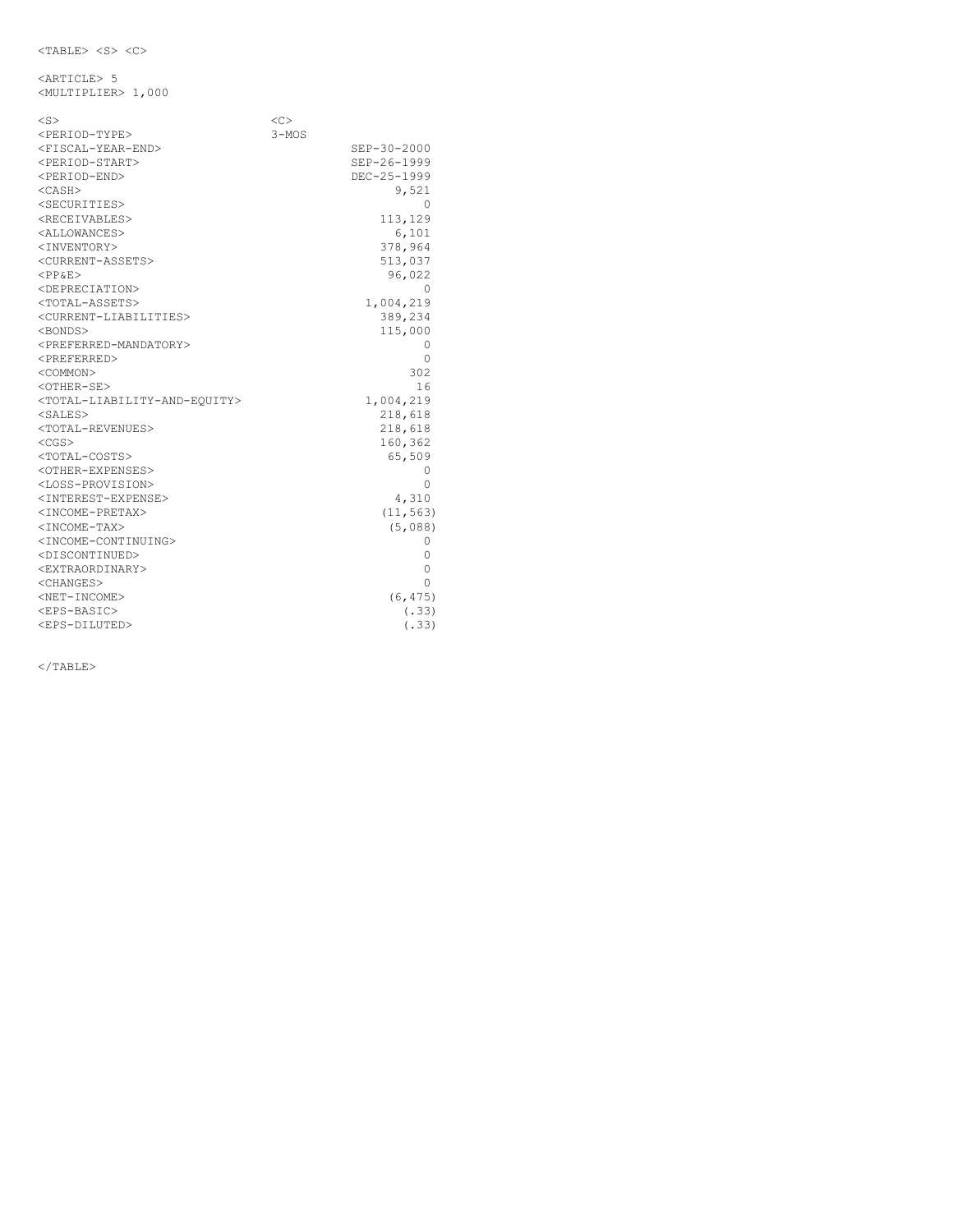```
<TABLE> <S> <C>

<ARTICLE> 5
<MULTIPLIER> 1,000

<S>                             <C>
<PERIOD-TYPE>                   3-MOS
<FISCAL-YEAR-END>                          SEP-30-2000
<PERIOD-START>                             SEP-26-1999
<PERIOD-END>                               DEC-25-1999
<CASH>                                           9,521
<SECURITIES>                                         0
<RECEIVABLES>                                  113,129
<ALLOWANCES>                                     6,101
<INVENTORY>                                    378,964
<CURRENT-ASSETS>                               513,037
<PP&E>                                          96,022
<DEPRECIATION>                                       0
<TOTAL-ASSETS>                               1,004,219
<CURRENT-LIABILITIES>                          389,234
<BONDS>                                        115,000
<PREFERRED-MANDATORY>                                0
<PREFERRED>                                          0
<COMMON>                                           302
<OTHER-SE>                                          16
<TOTAL-LIABILITY-AND-EQUITY>                 1,004,219
<SALES>                                        218,618
<TOTAL-REVENUES>                               218,618
<CGS>                                          160,362
<TOTAL-COSTS>                                   65,509
<OTHER-EXPENSES>                                     0
<LOSS-PROVISION>                                     0
<INTEREST-EXPENSE>                               4,310
<INCOME-PRETAX>                               (11,563)
<INCOME-TAX>                                   (5,088)
<INCOME-CONTINUING>                                  0
<DISCONTINUED>                                       0
<EXTRAORDINARY>                                      0
<CHANGES>                                            0
<NET-INCOME>                                   (6,475)
<EPS-BASIC>                                      (.33)
<EPS-DILUTED>                                    (.33)

</TABLE>
```